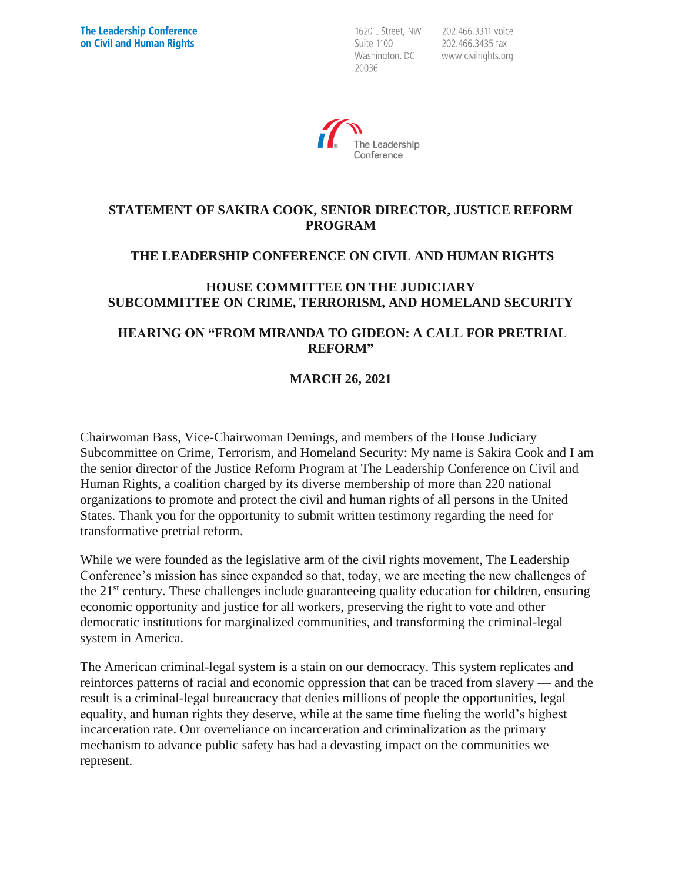The Leadership Conference on Civil and Human Rights

1620 L Street, NW
Suite 1100
Washington, DC
20036

202.466.3311 voice
202.466.3435 fax
www.civilrights.org

# STATEMENT OF SAKIRA COOK, SENIOR DIRECTOR, JUSTICE REFORM PROGRAM

## THE LEADERSHIP CONFERENCE ON CIVIL AND HUMAN RIGHTS

## HOUSE COMMITTEE ON THE JUDICIARY
## SUBCOMMITTEE ON CRIME, TERRORISM, AND HOMELAND SECURITY

## HEARING ON "FROM MIRANDA TO GIDEON: A CALL FOR PRETRIAL REFORM"

## MARCH 26, 2021

Chairwoman Bass, Vice-Chairwoman Demings, and members of the House Judiciary Subcommittee on Crime, Terrorism, and Homeland Security: My name is Sakira Cook and I am the senior director of the Justice Reform Program at The Leadership Conference on Civil and Human Rights, a coalition charged by its diverse membership of more than 220 national organizations to promote and protect the civil and human rights of all persons in the United States. Thank you for the opportunity to submit written testimony regarding the need for transformative pretrial reform.

While we were founded as the legislative arm of the civil rights movement, The Leadership Conference's mission has since expanded so that, today, we are meeting the new challenges of the 21st century. These challenges include guaranteeing quality education for children, ensuring economic opportunity and justice for all workers, preserving the right to vote and other democratic institutions for marginalized communities, and transforming the criminal-legal system in America.

The American criminal-legal system is a stain on our democracy. This system replicates and reinforces patterns of racial and economic oppression that can be traced from slavery — and the result is a criminal-legal bureaucracy that denies millions of people the opportunities, legal equality, and human rights they deserve, while at the same time fueling the world's highest incarceration rate. Our overreliance on incarceration and criminalization as the primary mechanism to advance public safety has had a devasting impact on the communities we represent.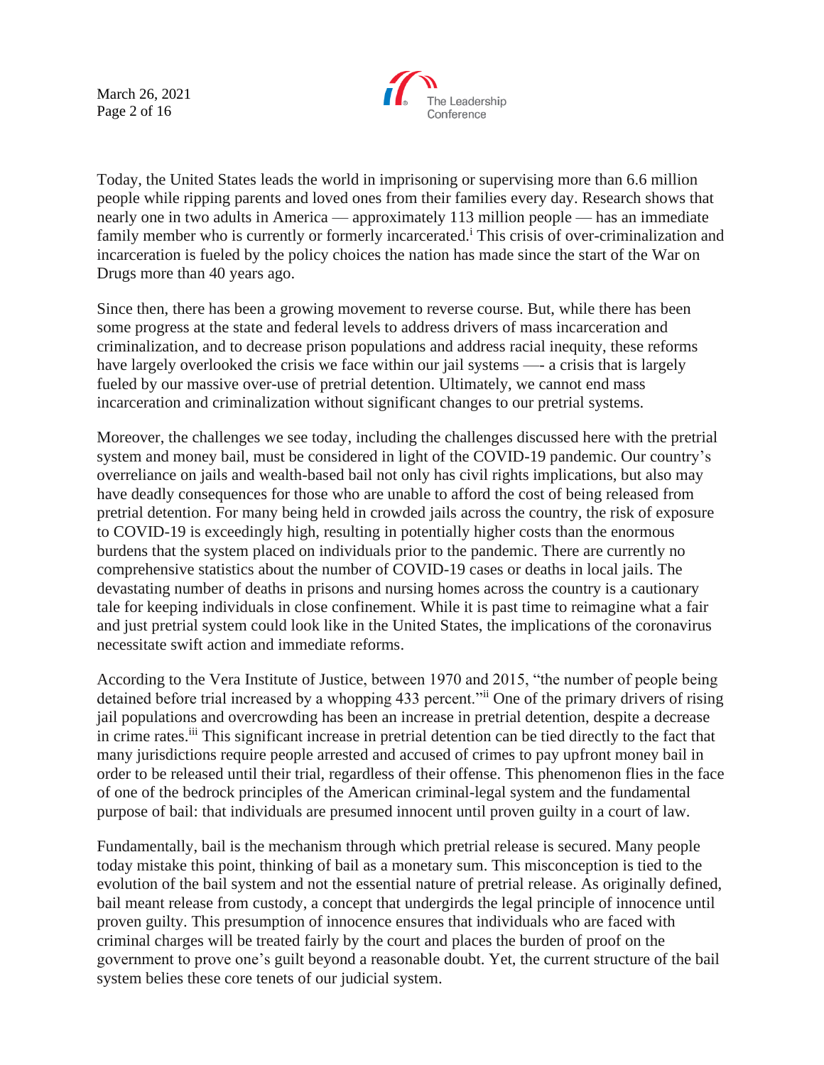Today, the United States leads the world in imprisoning or supervising more than 6.6 million people while ripping parents and loved ones from their families every day. Research shows that nearly one in two adults in America — approximately 113 million people — has an immediate family member who is currently or formerly incarcerated.[i] This crisis of over-criminalization and incarceration is fueled by the policy choices the nation has made since the start of the War on Drugs more than 40 years ago.

Since then, there has been a growing movement to reverse course. But, while there has been some progress at the state and federal levels to address drivers of mass incarceration and criminalization, and to decrease prison populations and address racial inequity, these reforms have largely overlooked the crisis we face within our jail systems —- a crisis that is largely fueled by our massive over-use of pretrial detention. Ultimately, we cannot end mass incarceration and criminalization without significant changes to our pretrial systems.

Moreover, the challenges we see today, including the challenges discussed here with the pretrial system and money bail, must be considered in light of the COVID-19 pandemic. Our country's overreliance on jails and wealth-based bail not only has civil rights implications, but also may have deadly consequences for those who are unable to afford the cost of being released from pretrial detention. For many being held in crowded jails across the country, the risk of exposure to COVID-19 is exceedingly high, resulting in potentially higher costs than the enormous burdens that the system placed on individuals prior to the pandemic. There are currently no comprehensive statistics about the number of COVID-19 cases or deaths in local jails. The devastating number of deaths in prisons and nursing homes across the country is a cautionary tale for keeping individuals in close confinement. While it is past time to reimagine what a fair and just pretrial system could look like in the United States, the implications of the coronavirus necessitate swift action and immediate reforms.

According to the Vera Institute of Justice, between 1970 and 2015, "the number of people being detained before trial increased by a whopping 433 percent."[ii] One of the primary drivers of rising jail populations and overcrowding has been an increase in pretrial detention, despite a decrease in crime rates.[iii] This significant increase in pretrial detention can be tied directly to the fact that many jurisdictions require people arrested and accused of crimes to pay upfront money bail in order to be released until their trial, regardless of their offense. This phenomenon flies in the face of one of the bedrock principles of the American criminal-legal system and the fundamental purpose of bail: that individuals are presumed innocent until proven guilty in a court of law.

Fundamentally, bail is the mechanism through which pretrial release is secured. Many people today mistake this point, thinking of bail as a monetary sum. This misconception is tied to the evolution of the bail system and not the essential nature of pretrial release. As originally defined, bail meant release from custody, a concept that undergirds the legal principle of innocence until proven guilty. This presumption of innocence ensures that individuals who are faced with criminal charges will be treated fairly by the court and places the burden of proof on the government to prove one's guilt beyond a reasonable doubt. Yet, the current structure of the bail system belies these core tenets of our judicial system.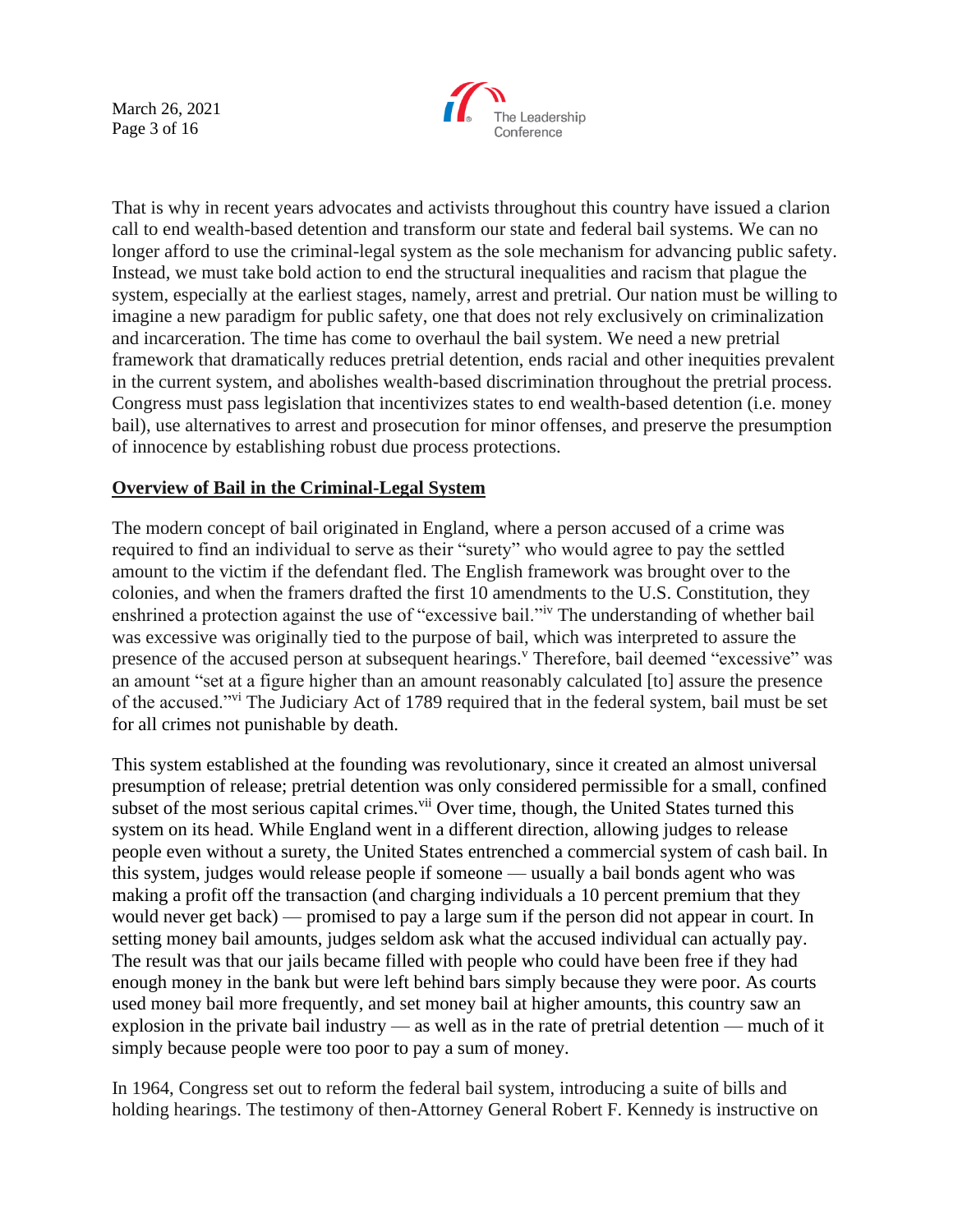That is why in recent years advocates and activists throughout this country have issued a clarion call to end wealth-based detention and transform our state and federal bail systems. We can no longer afford to use the criminal-legal system as the sole mechanism for advancing public safety. Instead, we must take bold action to end the structural inequalities and racism that plague the system, especially at the earliest stages, namely, arrest and pretrial. Our nation must be willing to imagine a new paradigm for public safety, one that does not rely exclusively on criminalization and incarceration. The time has come to overhaul the bail system. We need a new pretrial framework that dramatically reduces pretrial detention, ends racial and other inequities prevalent in the current system, and abolishes wealth-based discrimination throughout the pretrial process. Congress must pass legislation that incentivizes states to end wealth-based detention (i.e. money bail), use alternatives to arrest and prosecution for minor offenses, and preserve the presumption of innocence by establishing robust due process protections.

## **Overview of Bail in the Criminal-Legal System**

The modern concept of bail originated in England, where a person accused of a crime was required to find an individual to serve as their "surety" who would agree to pay the settled amount to the victim if the defendant fled. The English framework was brought over to the colonies, and when the framers drafted the first 10 amendments to the U.S. Constitution, they enshrined a protection against the use of "excessive bail."[iv] The understanding of whether bail was excessive was originally tied to the purpose of bail, which was interpreted to assure the presence of the accused person at subsequent hearings.[v] Therefore, bail deemed "excessive" was an amount "set at a figure higher than an amount reasonably calculated [to] assure the presence of the accused."[vi] The Judiciary Act of 1789 required that in the federal system, bail must be set for all crimes not punishable by death.

This system established at the founding was revolutionary, since it created an almost universal presumption of release; pretrial detention was only considered permissible for a small, confined subset of the most serious capital crimes.[vii] Over time, though, the United States turned this system on its head. While England went in a different direction, allowing judges to release people even without a surety, the United States entrenched a commercial system of cash bail. In this system, judges would release people if someone — usually a bail bonds agent who was making a profit off the transaction (and charging individuals a 10 percent premium that they would never get back) — promised to pay a large sum if the person did not appear in court. In setting money bail amounts, judges seldom ask what the accused individual can actually pay. The result was that our jails became filled with people who could have been free if they had enough money in the bank but were left behind bars simply because they were poor. As courts used money bail more frequently, and set money bail at higher amounts, this country saw an explosion in the private bail industry — as well as in the rate of pretrial detention — much of it simply because people were too poor to pay a sum of money.

In 1964, Congress set out to reform the federal bail system, introducing a suite of bills and holding hearings. The testimony of then-Attorney General Robert F. Kennedy is instructive on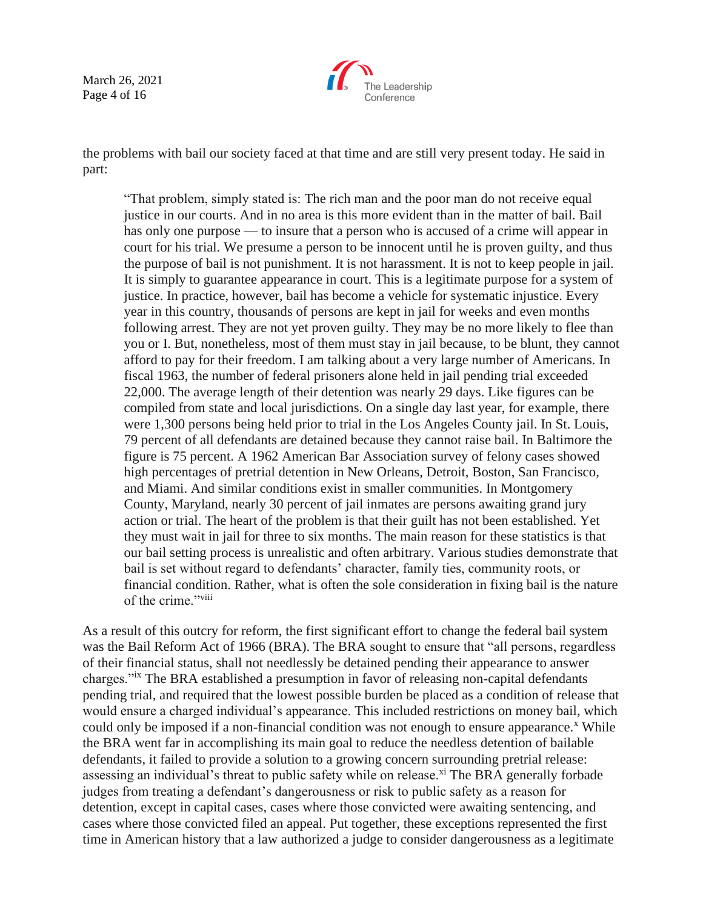the problems with bail our society faced at that time and are still very present today. He said in part:

> "That problem, simply stated is: The rich man and the poor man do not receive equal justice in our courts. And in no area is this more evident than in the matter of bail. Bail has only one purpose — to insure that a person who is accused of a crime will appear in court for his trial. We presume a person to be innocent until he is proven guilty, and thus the purpose of bail is not punishment. It is not harassment. It is not to keep people in jail. It is simply to guarantee appearance in court. This is a legitimate purpose for a system of justice. In practice, however, bail has become a vehicle for systematic injustice. Every year in this country, thousands of persons are kept in jail for weeks and even months following arrest. They are not yet proven guilty. They may be no more likely to flee than you or I. But, nonetheless, most of them must stay in jail because, to be blunt, they cannot afford to pay for their freedom. I am talking about a very large number of Americans. In fiscal 1963, the number of federal prisoners alone held in jail pending trial exceeded 22,000. The average length of their detention was nearly 29 days. Like figures can be compiled from state and local jurisdictions. On a single day last year, for example, there were 1,300 persons being held prior to trial in the Los Angeles County jail. In St. Louis, 79 percent of all defendants are detained because they cannot raise bail. In Baltimore the figure is 75 percent. A 1962 American Bar Association survey of felony cases showed high percentages of pretrial detention in New Orleans, Detroit, Boston, San Francisco, and Miami. And similar conditions exist in smaller communities. In Montgomery County, Maryland, nearly 30 percent of jail inmates are persons awaiting grand jury action or trial. The heart of the problem is that their guilt has not been established. Yet they must wait in jail for three to six months. The main reason for these statistics is that our bail setting process is unrealistic and often arbitrary. Various studies demonstrate that bail is set without regard to defendants' character, family ties, community roots, or financial condition. Rather, what is often the sole consideration in fixing bail is the nature of the crime."[viii]

As a result of this outcry for reform, the first significant effort to change the federal bail system was the Bail Reform Act of 1966 (BRA). The BRA sought to ensure that "all persons, regardless of their financial status, shall not needlessly be detained pending their appearance to answer charges."[ix] The BRA established a presumption in favor of releasing non-capital defendants pending trial, and required that the lowest possible burden be placed as a condition of release that would ensure a charged individual's appearance. This included restrictions on money bail, which could only be imposed if a non-financial condition was not enough to ensure appearance.[x] While the BRA went far in accomplishing its main goal to reduce the needless detention of bailable defendants, it failed to provide a solution to a growing concern surrounding pretrial release: assessing an individual's threat to public safety while on release.[xi] The BRA generally forbade judges from treating a defendant's dangerousness or risk to public safety as a reason for detention, except in capital cases, cases where those convicted were awaiting sentencing, and cases where those convicted filed an appeal. Put together, these exceptions represented the first time in American history that a law authorized a judge to consider dangerousness as a legitimate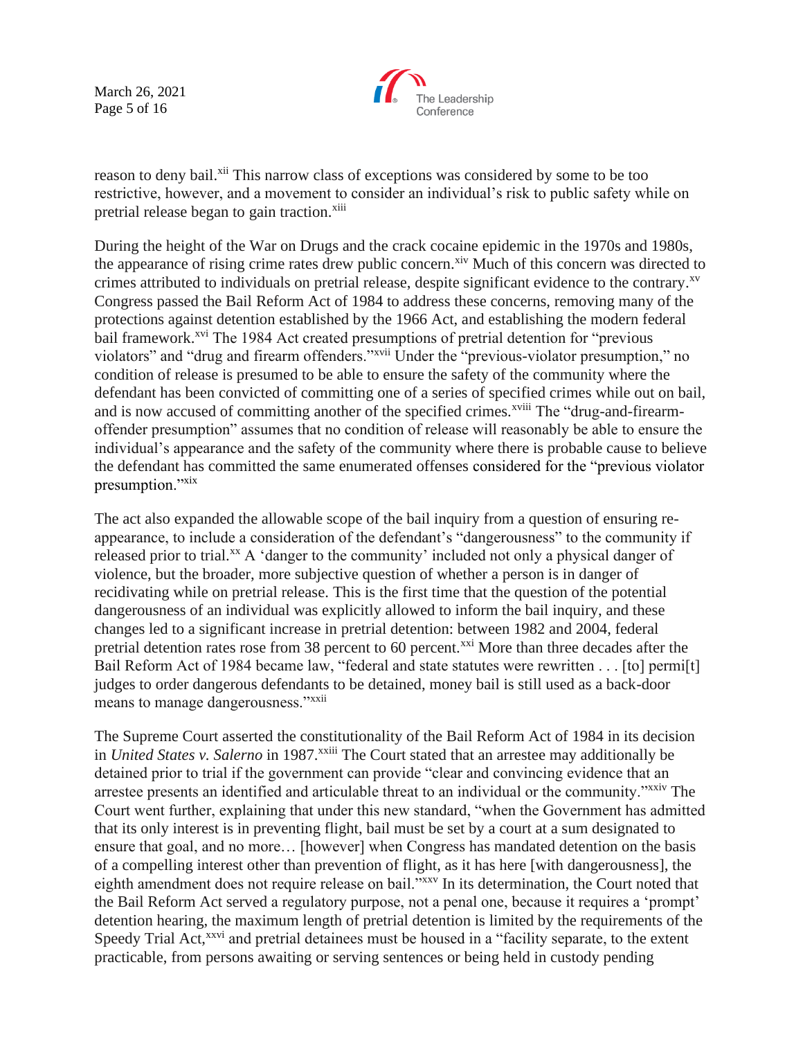reason to deny bail.[xii] This narrow class of exceptions was considered by some to be too restrictive, however, and a movement to consider an individual's risk to public safety while on pretrial release began to gain traction.[xiii]

During the height of the War on Drugs and the crack cocaine epidemic in the 1970s and 1980s, the appearance of rising crime rates drew public concern.[xiv] Much of this concern was directed to crimes attributed to individuals on pretrial release, despite significant evidence to the contrary.[xv] Congress passed the Bail Reform Act of 1984 to address these concerns, removing many of the protections against detention established by the 1966 Act, and establishing the modern federal bail framework.[xvi] The 1984 Act created presumptions of pretrial detention for "previous violators" and "drug and firearm offenders."[xvii] Under the "previous-violator presumption," no condition of release is presumed to be able to ensure the safety of the community where the defendant has been convicted of committing one of a series of specified crimes while out on bail, and is now accused of committing another of the specified crimes.[xviii] The "drug-and-firearm-offender presumption" assumes that no condition of release will reasonably be able to ensure the individual's appearance and the safety of the community where there is probable cause to believe the defendant has committed the same enumerated offenses considered for the "previous violator presumption."[xix]

The act also expanded the allowable scope of the bail inquiry from a question of ensuring re-appearance, to include a consideration of the defendant's "dangerousness" to the community if released prior to trial.[xx] A 'danger to the community' included not only a physical danger of violence, but the broader, more subjective question of whether a person is in danger of recidivating while on pretrial release. This is the first time that the question of the potential dangerousness of an individual was explicitly allowed to inform the bail inquiry, and these changes led to a significant increase in pretrial detention: between 1982 and 2004, federal pretrial detention rates rose from 38 percent to 60 percent.[xxi] More than three decades after the Bail Reform Act of 1984 became law, "federal and state statutes were rewritten . . . [to] permi[t] judges to order dangerous defendants to be detained, money bail is still used as a back-door means to manage dangerousness."[xxii]

The Supreme Court asserted the constitutionality of the Bail Reform Act of 1984 in its decision in *United States v. Salerno* in 1987.[xxiii] The Court stated that an arrestee may additionally be detained prior to trial if the government can provide "clear and convincing evidence that an arrestee presents an identified and articulable threat to an individual or the community."[xxiv] The Court went further, explaining that under this new standard, "when the Government has admitted that its only interest is in preventing flight, bail must be set by a court at a sum designated to ensure that goal, and no more… [however] when Congress has mandated detention on the basis of a compelling interest other than prevention of flight, as it has here [with dangerousness], the eighth amendment does not require release on bail."[xxv] In its determination, the Court noted that the Bail Reform Act served a regulatory purpose, not a penal one, because it requires a 'prompt' detention hearing, the maximum length of pretrial detention is limited by the requirements of the Speedy Trial Act,[xxvi] and pretrial detainees must be housed in a "facility separate, to the extent practicable, from persons awaiting or serving sentences or being held in custody pending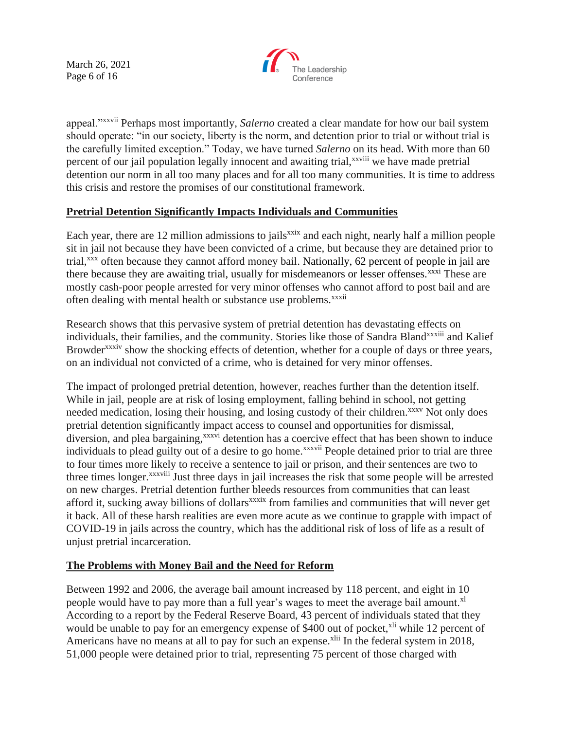appeal."[xxvii] Perhaps most importantly, *Salerno* created a clear mandate for how our bail system should operate: "in our society, liberty is the norm, and detention prior to trial or without trial is the carefully limited exception." Today, we have turned *Salerno* on its head. With more than 60 percent of our jail population legally innocent and awaiting trial,[xxviii] we have made pretrial detention our norm in all too many places and for all too many communities. It is time to address this crisis and restore the promises of our constitutional framework.

**Pretrial Detention Significantly Impacts Individuals and Communities**

Each year, there are 12 million admissions to jails[xxix] and each night, nearly half a million people sit in jail not because they have been convicted of a crime, but because they are detained prior to trial,[xxx] often because they cannot afford money bail. Nationally, 62 percent of people in jail are there because they are awaiting trial, usually for misdemeanors or lesser offenses.[xxxi] These are mostly cash-poor people arrested for very minor offenses who cannot afford to post bail and are often dealing with mental health or substance use problems.[xxxii]

Research shows that this pervasive system of pretrial detention has devastating effects on individuals, their families, and the community. Stories like those of Sandra Bland[xxxiii] and Kalief Browder[xxxiv] show the shocking effects of detention, whether for a couple of days or three years, on an individual not convicted of a crime, who is detained for very minor offenses.

The impact of prolonged pretrial detention, however, reaches further than the detention itself. While in jail, people are at risk of losing employment, falling behind in school, not getting needed medication, losing their housing, and losing custody of their children.[xxxv] Not only does pretrial detention significantly impact access to counsel and opportunities for dismissal, diversion, and plea bargaining,[xxxvi] detention has a coercive effect that has been shown to induce individuals to plead guilty out of a desire to go home.[xxxvii] People detained prior to trial are three to four times more likely to receive a sentence to jail or prison, and their sentences are two to three times longer.[xxxviii] Just three days in jail increases the risk that some people will be arrested on new charges. Pretrial detention further bleeds resources from communities that can least afford it, sucking away billions of dollars[xxxix] from families and communities that will never get it back. All of these harsh realities are even more acute as we continue to grapple with impact of COVID-19 in jails across the country, which has the additional risk of loss of life as a result of unjust pretrial incarceration.

**The Problems with Money Bail and the Need for Reform**

Between 1992 and 2006, the average bail amount increased by 118 percent, and eight in 10 people would have to pay more than a full year's wages to meet the average bail amount.[xl] According to a report by the Federal Reserve Board, 43 percent of individuals stated that they would be unable to pay for an emergency expense of $400 out of pocket,[xli] while 12 percent of Americans have no means at all to pay for such an expense.[xlii] In the federal system in 2018, 51,000 people were detained prior to trial, representing 75 percent of those charged with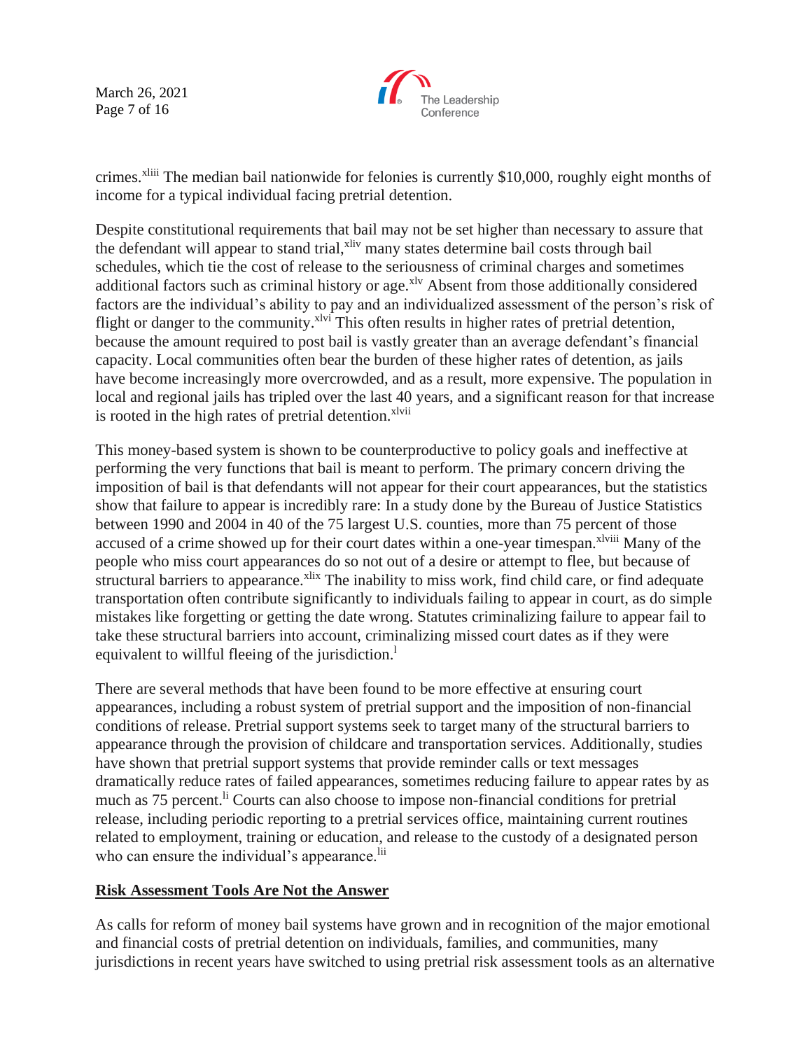crimes.[xliii] The median bail nationwide for felonies is currently $10,000, roughly eight months of income for a typical individual facing pretrial detention.

Despite constitutional requirements that bail may not be set higher than necessary to assure that the defendant will appear to stand trial,[xliv] many states determine bail costs through bail schedules, which tie the cost of release to the seriousness of criminal charges and sometimes additional factors such as criminal history or age.[xlv] Absent from those additionally considered factors are the individual's ability to pay and an individualized assessment of the person's risk of flight or danger to the community.[xlvi] This often results in higher rates of pretrial detention, because the amount required to post bail is vastly greater than an average defendant's financial capacity. Local communities often bear the burden of these higher rates of detention, as jails have become increasingly more overcrowded, and as a result, more expensive. The population in local and regional jails has tripled over the last 40 years, and a significant reason for that increase is rooted in the high rates of pretrial detention.[xlvii]

This money-based system is shown to be counterproductive to policy goals and ineffective at performing the very functions that bail is meant to perform. The primary concern driving the imposition of bail is that defendants will not appear for their court appearances, but the statistics show that failure to appear is incredibly rare: In a study done by the Bureau of Justice Statistics between 1990 and 2004 in 40 of the 75 largest U.S. counties, more than 75 percent of those accused of a crime showed up for their court dates within a one-year timespan.[xlviii] Many of the people who miss court appearances do so not out of a desire or attempt to flee, but because of structural barriers to appearance.[xlix] The inability to miss work, find child care, or find adequate transportation often contribute significantly to individuals failing to appear in court, as do simple mistakes like forgetting or getting the date wrong. Statutes criminalizing failure to appear fail to take these structural barriers into account, criminalizing missed court dates as if they were equivalent to willful fleeing of the jurisdiction.[l]

There are several methods that have been found to be more effective at ensuring court appearances, including a robust system of pretrial support and the imposition of non-financial conditions of release. Pretrial support systems seek to target many of the structural barriers to appearance through the provision of childcare and transportation services. Additionally, studies have shown that pretrial support systems that provide reminder calls or text messages dramatically reduce rates of failed appearances, sometimes reducing failure to appear rates by as much as 75 percent.[li] Courts can also choose to impose non-financial conditions for pretrial release, including periodic reporting to a pretrial services office, maintaining current routines related to employment, training or education, and release to the custody of a designated person who can ensure the individual's appearance.[lii]

## Risk Assessment Tools Are Not the Answer

As calls for reform of money bail systems have grown and in recognition of the major emotional and financial costs of pretrial detention on individuals, families, and communities, many jurisdictions in recent years have switched to using pretrial risk assessment tools as an alternative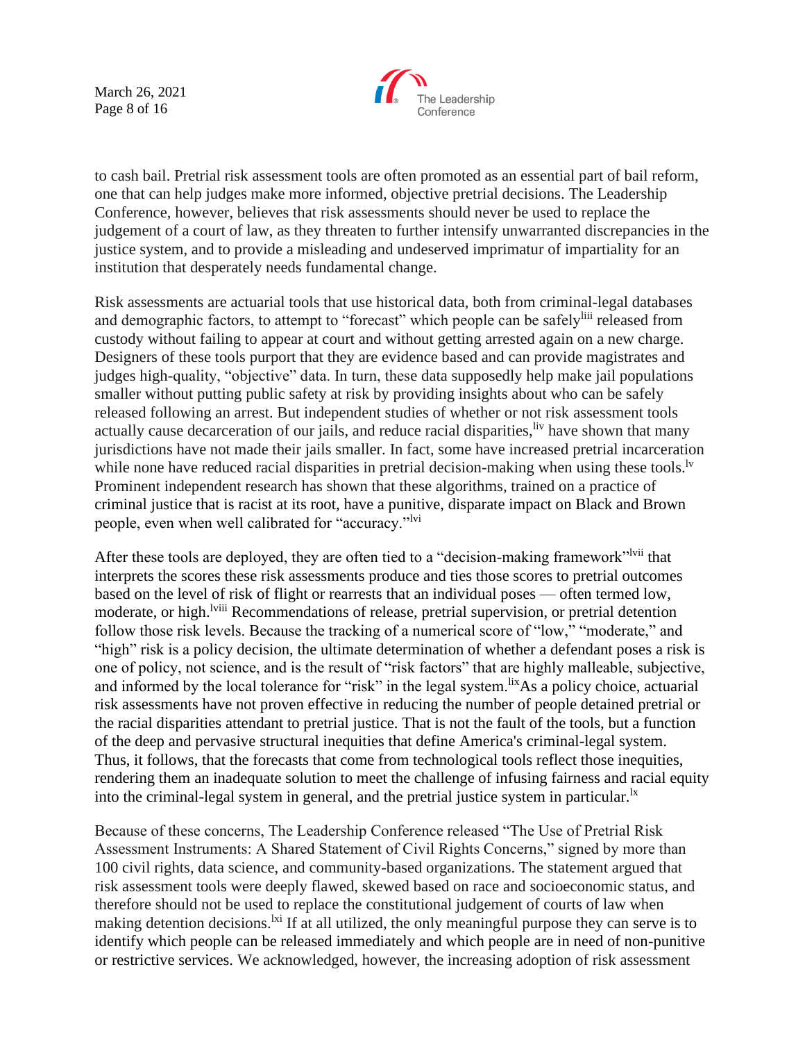to cash bail. Pretrial risk assessment tools are often promoted as an essential part of bail reform, one that can help judges make more informed, objective pretrial decisions. The Leadership Conference, however, believes that risk assessments should never be used to replace the judgement of a court of law, as they threaten to further intensify unwarranted discrepancies in the justice system, and to provide a misleading and undeserved imprimatur of impartiality for an institution that desperately needs fundamental change.

Risk assessments are actuarial tools that use historical data, both from criminal-legal databases and demographic factors, to attempt to "forecast" which people can be safely[liii] released from custody without failing to appear at court and without getting arrested again on a new charge. Designers of these tools purport that they are evidence based and can provide magistrates and judges high-quality, "objective" data. In turn, these data supposedly help make jail populations smaller without putting public safety at risk by providing insights about who can be safely released following an arrest. But independent studies of whether or not risk assessment tools actually cause decarceration of our jails, and reduce racial disparities,[liv] have shown that many jurisdictions have not made their jails smaller. In fact, some have increased pretrial incarceration while none have reduced racial disparities in pretrial decision-making when using these tools.[lv] Prominent independent research has shown that these algorithms, trained on a practice of criminal justice that is racist at its root, have a punitive, disparate impact on Black and Brown people, even when well calibrated for "accuracy."[lvi]

After these tools are deployed, they are often tied to a "decision-making framework"[lvii] that interprets the scores these risk assessments produce and ties those scores to pretrial outcomes based on the level of risk of flight or rearrests that an individual poses — often termed low, moderate, or high.[lviii] Recommendations of release, pretrial supervision, or pretrial detention follow those risk levels. Because the tracking of a numerical score of "low," "moderate," and "high" risk is a policy decision, the ultimate determination of whether a defendant poses a risk is one of policy, not science, and is the result of "risk factors" that are highly malleable, subjective, and informed by the local tolerance for "risk" in the legal system.[lix] As a policy choice, actuarial risk assessments have not proven effective in reducing the number of people detained pretrial or the racial disparities attendant to pretrial justice. That is not the fault of the tools, but a function of the deep and pervasive structural inequities that define America's criminal-legal system. Thus, it follows, that the forecasts that come from technological tools reflect those inequities, rendering them an inadequate solution to meet the challenge of infusing fairness and racial equity into the criminal-legal system in general, and the pretrial justice system in particular.[lx]

Because of these concerns, The Leadership Conference released "The Use of Pretrial Risk Assessment Instruments: A Shared Statement of Civil Rights Concerns," signed by more than 100 civil rights, data science, and community-based organizations. The statement argued that risk assessment tools were deeply flawed, skewed based on race and socioeconomic status, and therefore should not be used to replace the constitutional judgement of courts of law when making detention decisions.[lxi] If at all utilized, the only meaningful purpose they can serve is to identify which people can be released immediately and which people are in need of non-punitive or restrictive services. We acknowledged, however, the increasing adoption of risk assessment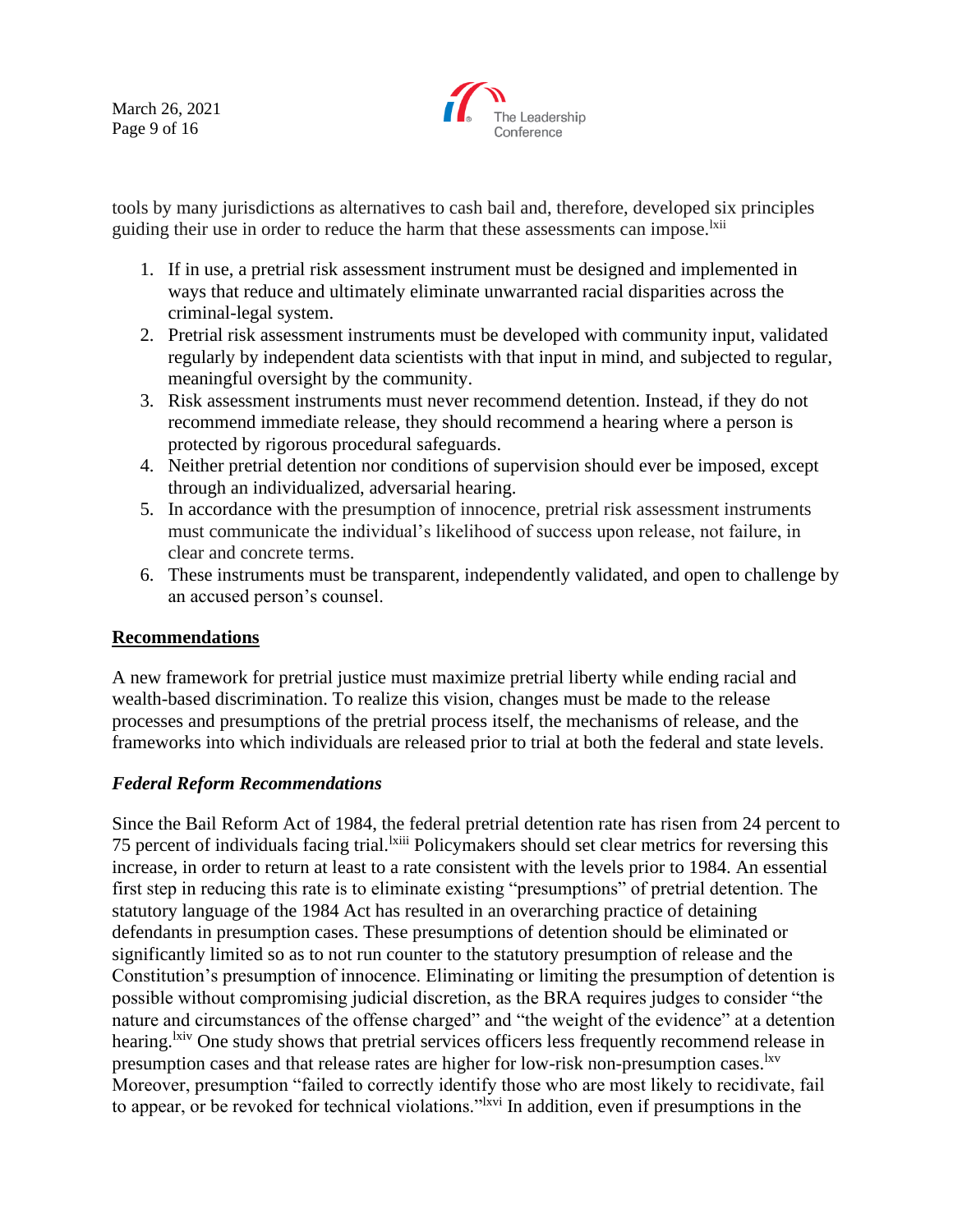tools by many jurisdictions as alternatives to cash bail and, therefore, developed six principles guiding their use in order to reduce the harm that these assessments can impose.[lxii]

1. If in use, a pretrial risk assessment instrument must be designed and implemented in ways that reduce and ultimately eliminate unwarranted racial disparities across the criminal-legal system.
2. Pretrial risk assessment instruments must be developed with community input, validated regularly by independent data scientists with that input in mind, and subjected to regular, meaningful oversight by the community.
3. Risk assessment instruments must never recommend detention. Instead, if they do not recommend immediate release, they should recommend a hearing where a person is protected by rigorous procedural safeguards.
4. Neither pretrial detention nor conditions of supervision should ever be imposed, except through an individualized, adversarial hearing.
5. In accordance with the presumption of innocence, pretrial risk assessment instruments must communicate the individual's likelihood of success upon release, not failure, in clear and concrete terms.
6. These instruments must be transparent, independently validated, and open to challenge by an accused person's counsel.

## Recommendations

A new framework for pretrial justice must maximize pretrial liberty while ending racial and wealth-based discrimination. To realize this vision, changes must be made to the release processes and presumptions of the pretrial process itself, the mechanisms of release, and the frameworks into which individuals are released prior to trial at both the federal and state levels.

### *Federal Reform Recommendations*

Since the Bail Reform Act of 1984, the federal pretrial detention rate has risen from 24 percent to 75 percent of individuals facing trial.[lxiii] Policymakers should set clear metrics for reversing this increase, in order to return at least to a rate consistent with the levels prior to 1984. An essential first step in reducing this rate is to eliminate existing "presumptions" of pretrial detention. The statutory language of the 1984 Act has resulted in an overarching practice of detaining defendants in presumption cases. These presumptions of detention should be eliminated or significantly limited so as to not run counter to the statutory presumption of release and the Constitution's presumption of innocence. Eliminating or limiting the presumption of detention is possible without compromising judicial discretion, as the BRA requires judges to consider "the nature and circumstances of the offense charged" and "the weight of the evidence" at a detention hearing.[lxiv] One study shows that pretrial services officers less frequently recommend release in presumption cases and that release rates are higher for low-risk non-presumption cases.[lxv] Moreover, presumption "failed to correctly identify those who are most likely to recidivate, fail to appear, or be revoked for technical violations."[lxvi] In addition, even if presumptions in the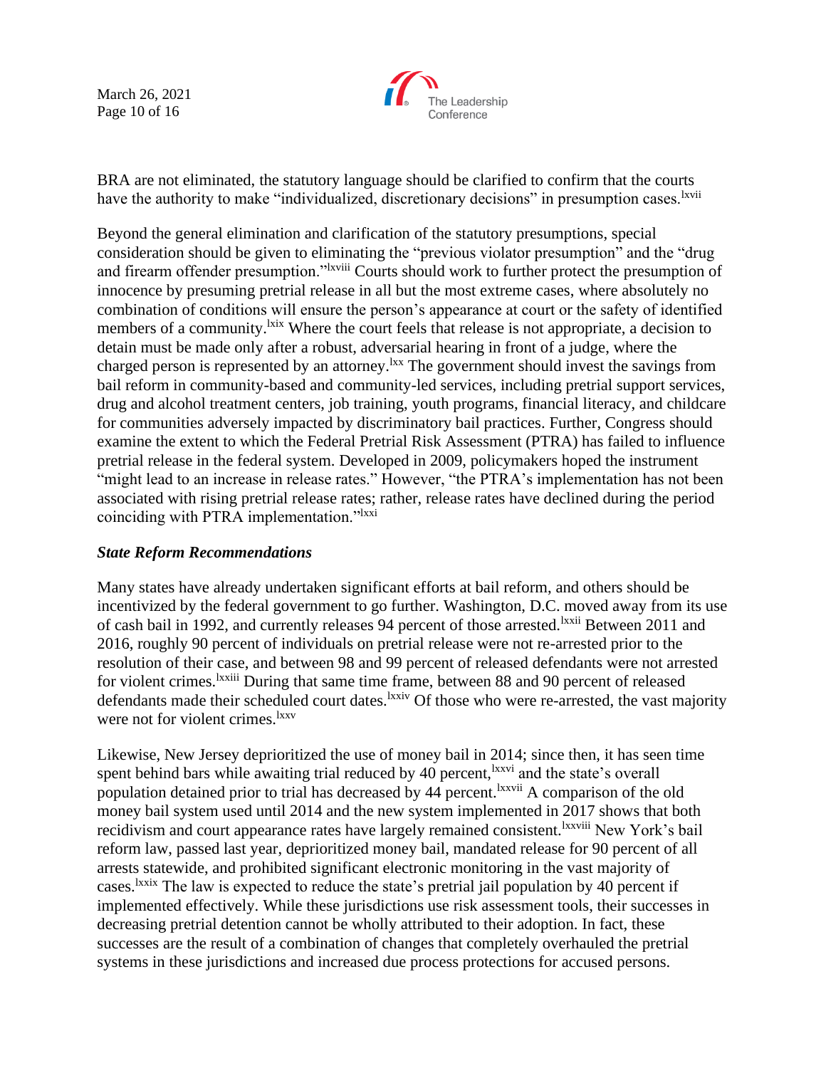BRA are not eliminated, the statutory language should be clarified to confirm that the courts have the authority to make "individualized, discretionary decisions" in presumption cases.[lxvii]

Beyond the general elimination and clarification of the statutory presumptions, special consideration should be given to eliminating the "previous violator presumption" and the "drug and firearm offender presumption."[lxviii] Courts should work to further protect the presumption of innocence by presuming pretrial release in all but the most extreme cases, where absolutely no combination of conditions will ensure the person's appearance at court or the safety of identified members of a community.[lxix] Where the court feels that release is not appropriate, a decision to detain must be made only after a robust, adversarial hearing in front of a judge, where the charged person is represented by an attorney.[lxx] The government should invest the savings from bail reform in community-based and community-led services, including pretrial support services, drug and alcohol treatment centers, job training, youth programs, financial literacy, and childcare for communities adversely impacted by discriminatory bail practices. Further, Congress should examine the extent to which the Federal Pretrial Risk Assessment (PTRA) has failed to influence pretrial release in the federal system. Developed in 2009, policymakers hoped the instrument "might lead to an increase in release rates." However, "the PTRA's implementation has not been associated with rising pretrial release rates; rather, release rates have declined during the period coinciding with PTRA implementation."[lxxi]

### *State Reform Recommendations*

Many states have already undertaken significant efforts at bail reform, and others should be incentivized by the federal government to go further. Washington, D.C. moved away from its use of cash bail in 1992, and currently releases 94 percent of those arrested.[lxxii] Between 2011 and 2016, roughly 90 percent of individuals on pretrial release were not re-arrested prior to the resolution of their case, and between 98 and 99 percent of released defendants were not arrested for violent crimes.[lxxiii] During that same time frame, between 88 and 90 percent of released defendants made their scheduled court dates.[lxxiv] Of those who were re-arrested, the vast majority were not for violent crimes.[lxxv]

Likewise, New Jersey deprioritized the use of money bail in 2014; since then, it has seen time spent behind bars while awaiting trial reduced by 40 percent,[lxxvi] and the state's overall population detained prior to trial has decreased by 44 percent.[lxxvii] A comparison of the old money bail system used until 2014 and the new system implemented in 2017 shows that both recidivism and court appearance rates have largely remained consistent.[lxxviii] New York's bail reform law, passed last year, deprioritized money bail, mandated release for 90 percent of all arrests statewide, and prohibited significant electronic monitoring in the vast majority of cases.[lxxix] The law is expected to reduce the state's pretrial jail population by 40 percent if implemented effectively. While these jurisdictions use risk assessment tools, their successes in decreasing pretrial detention cannot be wholly attributed to their adoption. In fact, these successes are the result of a combination of changes that completely overhauled the pretrial systems in these jurisdictions and increased due process protections for accused persons.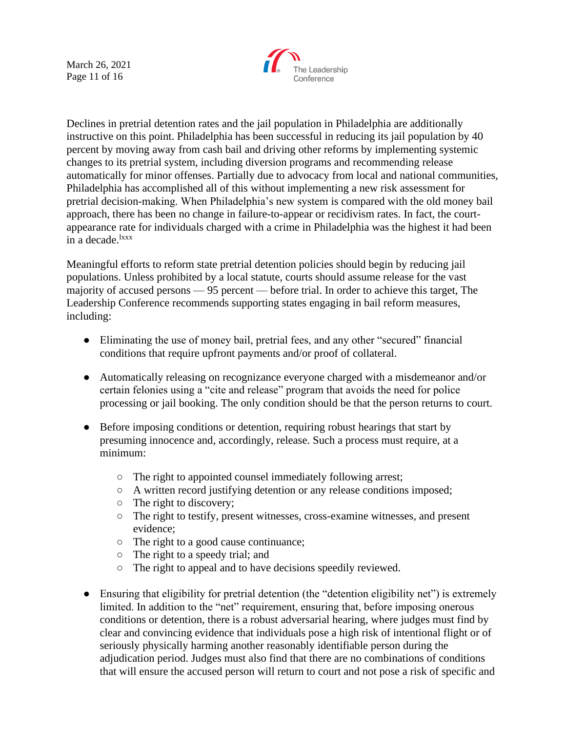Declines in pretrial detention rates and the jail population in Philadelphia are additionally instructive on this point. Philadelphia has been successful in reducing its jail population by 40 percent by moving away from cash bail and driving other reforms by implementing systemic changes to its pretrial system, including diversion programs and recommending release automatically for minor offenses. Partially due to advocacy from local and national communities, Philadelphia has accomplished all of this without implementing a new risk assessment for pretrial decision-making. When Philadelphia's new system is compared with the old money bail approach, there has been no change in failure-to-appear or recidivism rates. In fact, the court-appearance rate for individuals charged with a crime in Philadelphia was the highest it had been in a decade.[lxxx]

Meaningful efforts to reform state pretrial detention policies should begin by reducing jail populations. Unless prohibited by a local statute, courts should assume release for the vast majority of accused persons — 95 percent — before trial. In order to achieve this target, The Leadership Conference recommends supporting states engaging in bail reform measures, including:

- Eliminating the use of money bail, pretrial fees, and any other "secured" financial conditions that require upfront payments and/or proof of collateral.
- Automatically releasing on recognizance everyone charged with a misdemeanor and/or certain felonies using a "cite and release" program that avoids the need for police processing or jail booking. The only condition should be that the person returns to court.
- Before imposing conditions or detention, requiring robust hearings that start by presuming innocence and, accordingly, release. Such a process must require, at a minimum:
    - The right to appointed counsel immediately following arrest;
    - A written record justifying detention or any release conditions imposed;
    - The right to discovery;
    - The right to testify, present witnesses, cross-examine witnesses, and present evidence;
    - The right to a good cause continuance;
    - The right to a speedy trial; and
    - The right to appeal and to have decisions speedily reviewed.
- Ensuring that eligibility for pretrial detention (the "detention eligibility net") is extremely limited. In addition to the "net" requirement, ensuring that, before imposing onerous conditions or detention, there is a robust adversarial hearing, where judges must find by clear and convincing evidence that individuals pose a high risk of intentional flight or of seriously physically harming another reasonably identifiable person during the adjudication period. Judges must also find that there are no combinations of conditions that will ensure the accused person will return to court and not pose a risk of specific and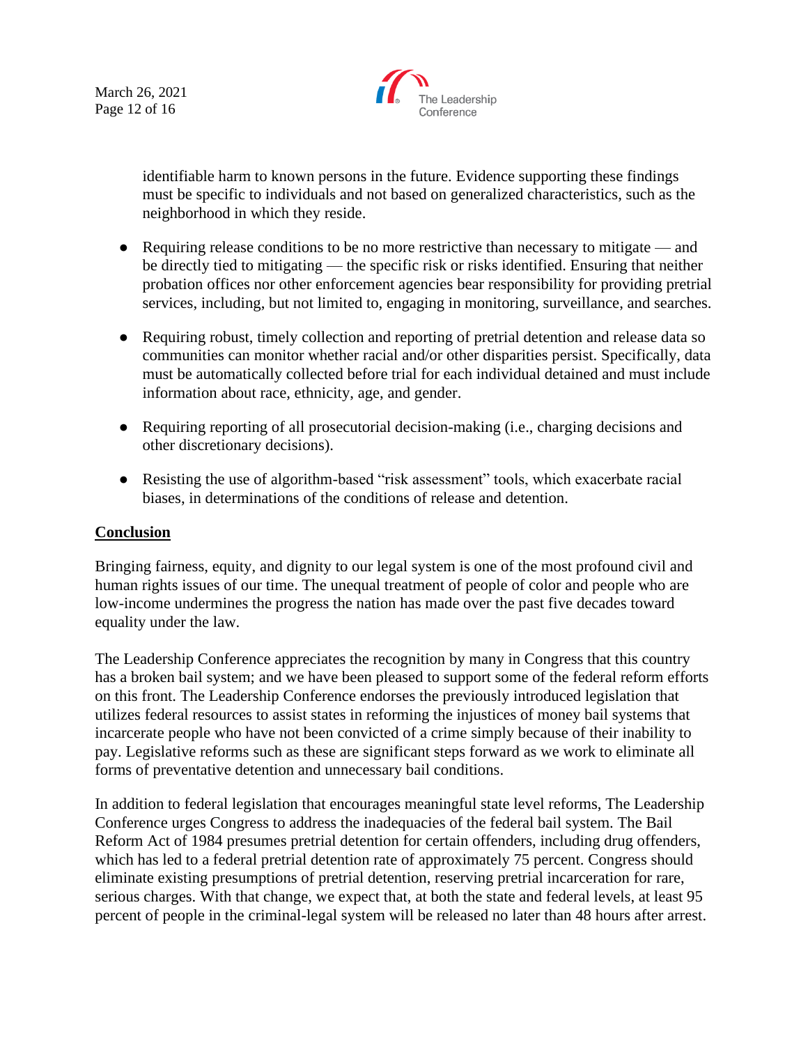identifiable harm to known persons in the future. Evidence supporting these findings must be specific to individuals and not based on generalized characteristics, such as the neighborhood in which they reside.

- Requiring release conditions to be no more restrictive than necessary to mitigate — and be directly tied to mitigating — the specific risk or risks identified. Ensuring that neither probation offices nor other enforcement agencies bear responsibility for providing pretrial services, including, but not limited to, engaging in monitoring, surveillance, and searches.

- Requiring robust, timely collection and reporting of pretrial detention and release data so communities can monitor whether racial and/or other disparities persist. Specifically, data must be automatically collected before trial for each individual detained and must include information about race, ethnicity, age, and gender.

- Requiring reporting of all prosecutorial decision-making (i.e., charging decisions and other discretionary decisions).

- Resisting the use of algorithm-based "risk assessment" tools, which exacerbate racial biases, in determinations of the conditions of release and detention.

## Conclusion

Bringing fairness, equity, and dignity to our legal system is one of the most profound civil and human rights issues of our time. The unequal treatment of people of color and people who are low-income undermines the progress the nation has made over the past five decades toward equality under the law.

The Leadership Conference appreciates the recognition by many in Congress that this country has a broken bail system; and we have been pleased to support some of the federal reform efforts on this front. The Leadership Conference endorses the previously introduced legislation that utilizes federal resources to assist states in reforming the injustices of money bail systems that incarcerate people who have not been convicted of a crime simply because of their inability to pay. Legislative reforms such as these are significant steps forward as we work to eliminate all forms of preventative detention and unnecessary bail conditions.

In addition to federal legislation that encourages meaningful state level reforms, The Leadership Conference urges Congress to address the inadequacies of the federal bail system. The Bail Reform Act of 1984 presumes pretrial detention for certain offenders, including drug offenders, which has led to a federal pretrial detention rate of approximately 75 percent. Congress should eliminate existing presumptions of pretrial detention, reserving pretrial incarceration for rare, serious charges. With that change, we expect that, at both the state and federal levels, at least 95 percent of people in the criminal-legal system will be released no later than 48 hours after arrest.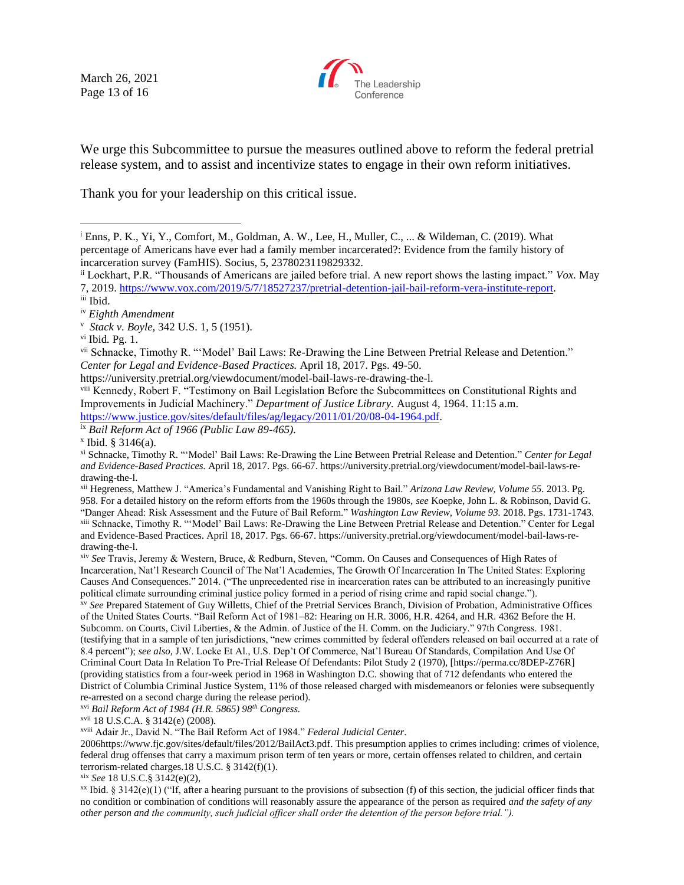We urge this Subcommittee to pursue the measures outlined above to reform the federal pretrial release system, and to assist and incentivize states to engage in their own reform initiatives.

Thank you for your leadership on this critical issue.

---

[i] Enns, P. K., Yi, Y., Comfort, M., Goldman, A. W., Lee, H., Muller, C., ... & Wildeman, C. (2019). What percentage of Americans have ever had a family member incarcerated?: Evidence from the family history of incarceration survey (FamHIS). Socius, 5, 2378023119829332.

[ii] Lockhart, P.R. "Thousands of Americans are jailed before trial. A new report shows the lasting impact." *Vox.* May 7, 2019. https://www.vox.com/2019/5/7/18527237/pretrial-detention-jail-bail-reform-vera-institute-report.

[iii] Ibid.

[iv] *Eighth Amendment*

[v] *Stack v. Boyle,* 342 U.S. 1, 5 (1951).

[vi] Ibid. Pg. 1.

[vii] Schnacke, Timothy R. "'Model' Bail Laws: Re-Drawing the Line Between Pretrial Release and Detention." *Center for Legal and Evidence-Based Practices.* April 18, 2017. Pgs. 49-50. https://university.pretrial.org/viewdocument/model-bail-laws-re-drawing-the-l.

[viii] Kennedy, Robert F. "Testimony on Bail Legislation Before the Subcommittees on Constitutional Rights and Improvements in Judicial Machinery." *Department of Justice Library.* August 4, 1964. 11:15 a.m. https://www.justice.gov/sites/default/files/ag/legacy/2011/01/20/08-04-1964.pdf.

[ix] *Bail Reform Act of 1966 (Public Law 89-465).*

[x] Ibid. § 3146(a).

[xi] Schnacke, Timothy R. "'Model' Bail Laws: Re-Drawing the Line Between Pretrial Release and Detention." *Center for Legal and Evidence-Based Practices.* April 18, 2017. Pgs. 66-67. https://university.pretrial.org/viewdocument/model-bail-laws-re-drawing-the-l.

[xii] Hegreness, Matthew J. "America's Fundamental and Vanishing Right to Bail." *Arizona Law Review, Volume 55.* 2013. Pg. 958. For a detailed history on the reform efforts from the 1960s through the 1980s, *see* Koepke, John L. & Robinson, David G. "Danger Ahead: Risk Assessment and the Future of Bail Reform." *Washington Law Review, Volume 93.* 2018. Pgs. 1731-1743.

[xiii] Schnacke, Timothy R. "'Model' Bail Laws: Re-Drawing the Line Between Pretrial Release and Detention." Center for Legal and Evidence-Based Practices. April 18, 2017. Pgs. 66-67. https://university.pretrial.org/viewdocument/model-bail-laws-re-drawing-the-l.

[xiv] *See* Travis, Jeremy & Western, Bruce, & Redburn, Steven, "Comm. On Causes and Consequences of High Rates of Incarceration, Nat'l Research Council of The Nat'l Academies, The Growth Of Incarceration In The United States: Exploring Causes And Consequences." 2014. ("The unprecedented rise in incarceration rates can be attributed to an increasingly punitive political climate surrounding criminal justice policy formed in a period of rising crime and rapid social change.").

[xv] *See* Prepared Statement of Guy Willetts, Chief of the Pretrial Services Branch, Division of Probation, Administrative Offices of the United States Courts. "Bail Reform Act of 1981–82: Hearing on H.R. 3006, H.R. 4264, and H.R. 4362 Before the H. Subcomm. on Courts, Civil Liberties, & the Admin. of Justice of the H. Comm. on the Judiciary." 97th Congress. 1981. (testifying that in a sample of ten jurisdictions, "new crimes committed by federal offenders released on bail occurred at a rate of 8.4 percent"); *see also*, J.W. Locke Et Al., U.S. Dep't Of Commerce, Nat'l Bureau Of Standards, Compilation And Use Of Criminal Court Data In Relation To Pre-Trial Release Of Defendants: Pilot Study 2 (1970), [https://perma.cc/8DEP-Z76R] (providing statistics from a four-week period in 1968 in Washington D.C. showing that of 712 defendants who entered the District of Columbia Criminal Justice System, 11% of those released charged with misdemeanors or felonies were subsequently re-arrested on a second charge during the release period).

[xvi] *Bail Reform Act of 1984 (H.R. 5865) 98th Congress.*

[xvii] 18 U.S.C.A. § 3142(e) (2008).

[xviii] Adair Jr., David N. "The Bail Reform Act of 1984." *Federal Judicial Center*. 2006https://www.fjc.gov/sites/default/files/2012/BailAct3.pdf. This presumption applies to crimes including: crimes of violence, federal drug offenses that carry a maximum prison term of ten years or more, certain offenses related to children, and certain terrorism-related charges.18 U.S.C. § 3142(f)(1).

[xix] *See* 18 U.S.C.§ 3142(e)(2),

[xx] Ibid. § 3142(e)(1) ("If, after a hearing pursuant to the provisions of subsection (f) of this section, the judicial officer finds that no condition or combination of conditions will reasonably assure the appearance of the person as required *and the safety of any other person and the community, such judicial officer shall order the detention of the person before trial.").*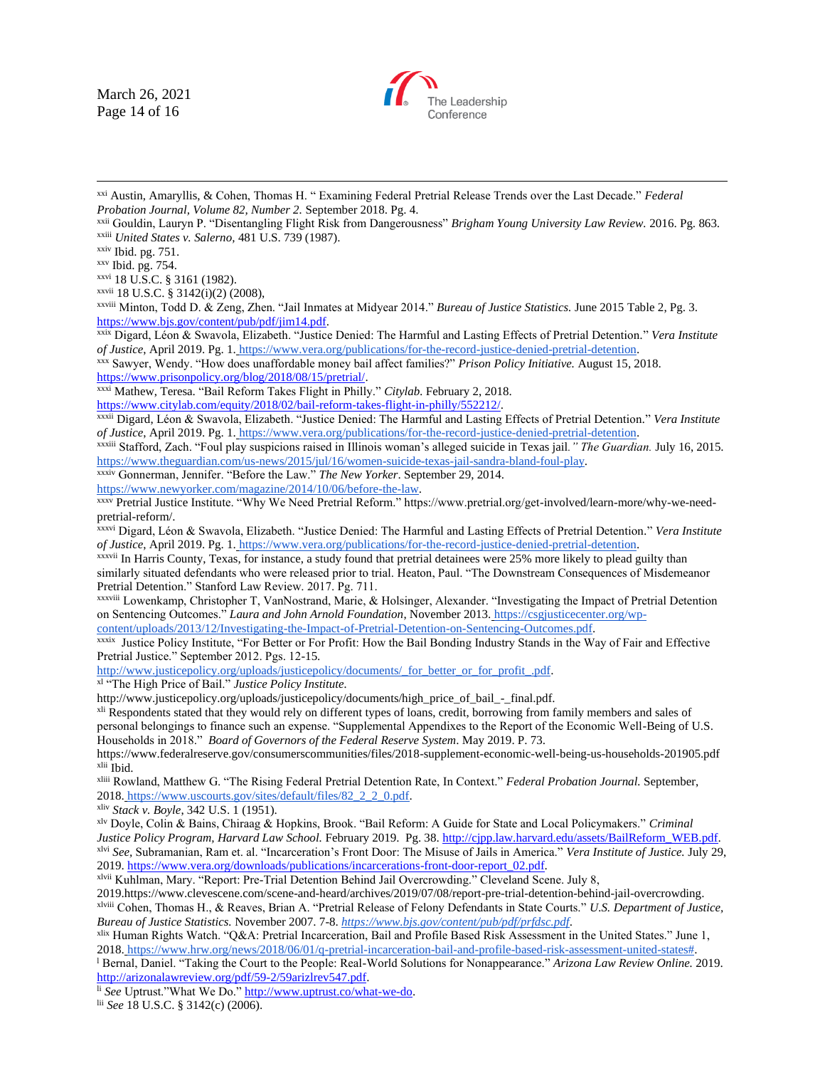[xxi] Austin, Amaryllis, & Cohen, Thomas H. " Examining Federal Pretrial Release Trends over the Last Decade." *Federal Probation Journal, Volume 82, Number 2.* September 2018. Pg. 4.

[xxii] Gouldin, Lauryn P. "Disentangling Flight Risk from Dangerousness" *Brigham Young University Law Review.* 2016. Pg. 863.

[xxiii] *United States v. Salerno,* 481 U.S. 739 (1987).

[xxiv] Ibid. pg. 751.

[xxv] Ibid. pg. 754.

[xxvi] 18 U.S.C. § 3161 (1982).

[xxvii] 18 U.S.C. § 3142(i)(2) (2008),

[xxviii] Minton, Todd D. & Zeng, Zhen. "Jail Inmates at Midyear 2014." *Bureau of Justice Statistics.* June 2015 Table 2, Pg. 3. https://www.bjs.gov/content/pub/pdf/jim14.pdf.

[xxix] Digard, Léon & Swavola, Elizabeth. "Justice Denied: The Harmful and Lasting Effects of Pretrial Detention." *Vera Institute of Justice,* April 2019. Pg. 1. https://www.vera.org/publications/for-the-record-justice-denied-pretrial-detention.

[xxx] Sawyer, Wendy. "How does unaffordable money bail affect families?" *Prison Policy Initiative.* August 15, 2018. https://www.prisonpolicy.org/blog/2018/08/15/pretrial/.

[xxxi] Mathew, Teresa. "Bail Reform Takes Flight in Philly." *Citylab.* February 2, 2018. https://www.citylab.com/equity/2018/02/bail-reform-takes-flight-in-philly/552212/.

[xxxii] Digard, Léon & Swavola, Elizabeth. "Justice Denied: The Harmful and Lasting Effects of Pretrial Detention." *Vera Institute of Justice,* April 2019. Pg. 1. https://www.vera.org/publications/for-the-record-justice-denied-pretrial-detention.

[xxxiii] Stafford, Zach. "Foul play suspicions raised in Illinois woman's alleged suicide in Texas jail." *The Guardian.* July 16, 2015. https://www.theguardian.com/us-news/2015/jul/16/women-suicide-texas-jail-sandra-bland-foul-play.

[xxxiv] Gonnerman, Jennifer. "Before the Law." *The New Yorker*. September 29, 2014. https://www.newyorker.com/magazine/2014/10/06/before-the-law.

[xxxv] Pretrial Justice Institute. "Why We Need Pretrial Reform." https://www.pretrial.org/get-involved/learn-more/why-we-need-pretrial-reform/.

[xxxvi] Digard, Léon & Swavola, Elizabeth. "Justice Denied: The Harmful and Lasting Effects of Pretrial Detention." *Vera Institute of Justice,* April 2019. Pg. 1. https://www.vera.org/publications/for-the-record-justice-denied-pretrial-detention.

[xxxvii] In Harris County, Texas, for instance, a study found that pretrial detainees were 25% more likely to plead guilty than similarly situated defendants who were released prior to trial. Heaton, Paul. "The Downstream Consequences of Misdemeanor Pretrial Detention." Stanford Law Review. 2017. Pg. 711.

[xxxviii] Lowenkamp, Christopher T, VanNostrand, Marie, & Holsinger, Alexander. "Investigating the Impact of Pretrial Detention on Sentencing Outcomes." *Laura and John Arnold Foundation,* November 2013. https://csgjusticecenter.org/wp-content/uploads/2013/12/Investigating-the-Impact-of-Pretrial-Detention-on-Sentencing-Outcomes.pdf.

[xxxix] Justice Policy Institute, "For Better or For Profit: How the Bail Bonding Industry Stands in the Way of Fair and Effective Pretrial Justice." September 2012. Pgs. 12-15. http://www.justicepolicy.org/uploads/justicepolicy/documents/_for_better_or_for_profit_.pdf.

[xl] "The High Price of Bail." *Justice Policy Institute.* http://www.justicepolicy.org/uploads/justicepolicy/documents/high_price_of_bail_-_final.pdf.

[xli] Respondents stated that they would rely on different types of loans, credit, borrowing from family members and sales of personal belongings to finance such an expense. "Supplemental Appendixes to the Report of the Economic Well-Being of U.S. Households in 2018." *Board of Governors of the Federal Reserve System.* May 2019. P. 73. https://www.federalreserve.gov/consumerscommunities/files/2018-supplement-economic-well-being-us-households-201905.pdf

[xlii] Ibid.

[xliii] Rowland, Matthew G. "The Rising Federal Pretrial Detention Rate, In Context." *Federal Probation Journal.* September, 2018. https://www.uscourts.gov/sites/default/files/82_2_2_0.pdf.

[xliv] *Stack v. Boyle,* 342 U.S. 1 (1951).

[xlv] Doyle, Colin & Bains, Chiraag & Hopkins, Brook. "Bail Reform: A Guide for State and Local Policymakers." *Criminal Justice Policy Program, Harvard Law School.* February 2019. Pg. 38. http://cjpp.law.harvard.edu/assets/BailReform_WEB.pdf.

[xlvi] *See,* Subramanian, Ram et. al. "Incarceration's Front Door: The Misuse of Jails in America." *Vera Institute of Justice.* July 29, 2019. https://www.vera.org/downloads/publications/incarcerations-front-door-report_02.pdf.

[xlvii] Kuhlman, Mary. "Report: Pre-Trial Detention Behind Jail Overcrowding." Cleveland Scene. July 8, 2019.https://www.clevescene.com/scene-and-heard/archives/2019/07/08/report-pre-trial-detention-behind-jail-overcrowding.

[xlviii] Cohen, Thomas H., & Reaves, Brian A. "Pretrial Release of Felony Defendants in State Courts." *U.S. Department of Justice, Bureau of Justice Statistics.* November 2007. 7-8. *https://www.bjs.gov/content/pub/pdf/prfdsc.pdf.*

[xlix] Human Rights Watch. "Q&A: Pretrial Incarceration, Bail and Profile Based Risk Assessment in the United States." June 1, 2018. https://www.hrw.org/news/2018/06/01/q-pretrial-incarceration-bail-and-profile-based-risk-assessment-united-states#.

[l] Bernal, Daniel. "Taking the Court to the People: Real-World Solutions for Nonappearance." *Arizona Law Review Online.* 2019. http://arizonalawreview.org/pdf/59-2/59arizlrev547.pdf.

[li] *See* Uptrust."What We Do." http://www.uptrust.co/what-we-do.

[lii] *See* 18 U.S.C. § 3142(c) (2006).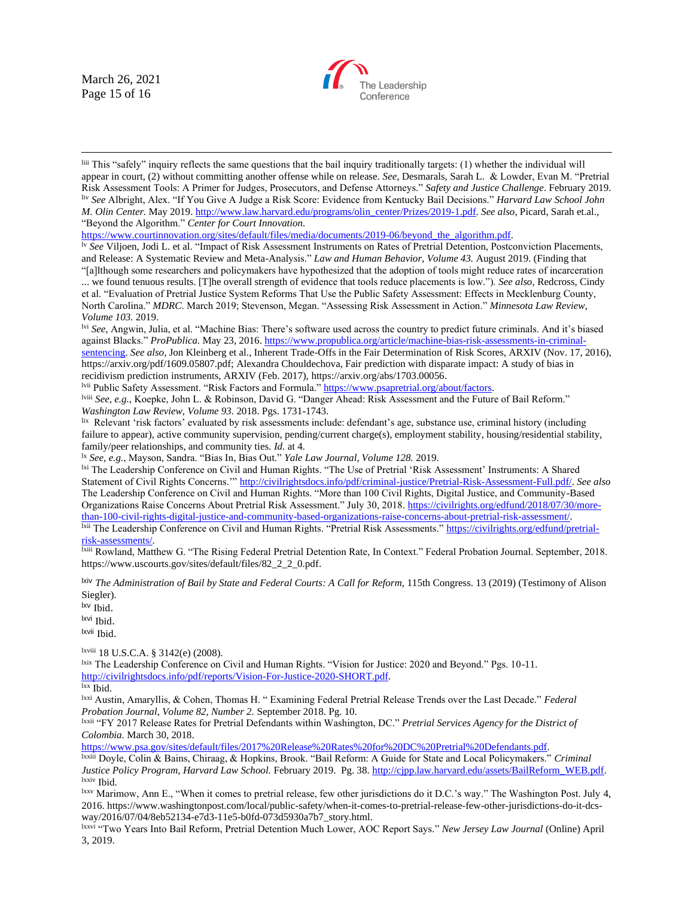[liii] This "safely" inquiry reflects the same questions that the bail inquiry traditionally targets: (1) whether the individual will appear in court, (2) without committing another offense while on release. *See*, Desmarals, Sarah L. & Lowder, Evan M. "Pretrial Risk Assessment Tools: A Primer for Judges, Prosecutors, and Defense Attorneys." *Safety and Justice Challenge*. February 2019.

[liv] *See* Albright, Alex. "If You Give A Judge a Risk Score: Evidence from Kentucky Bail Decisions." *Harvard Law School John M. Olin Center.* May 2019. http://www.law.harvard.edu/programs/olin_center/Prizes/2019-1.pdf. *See also,* Picard, Sarah et.al., "Beyond the Algorithm." *Center for Court Innovation.* https://www.courtinnovation.org/sites/default/files/media/documents/2019-06/beyond_the_algorithm.pdf.

[lv] *See* Viljoen, Jodi L. et al. "Impact of Risk Assessment Instruments on Rates of Pretrial Detention, Postconviction Placements, and Release: A Systematic Review and Meta-Analysis." *Law and Human Behavior, Volume 43.* August 2019. (Finding that "[a]lthough some researchers and policymakers have hypothesized that the adoption of tools might reduce rates of incarceration ... we found tenuous results. [T]he overall strength of evidence that tools reduce placements is low."). *See also,* Redcross, Cindy et al. "Evaluation of Pretrial Justice System Reforms That Use the Public Safety Assessment: Effects in Mecklenburg County, North Carolina." *MDRC*. March 2019; Stevenson, Megan. "Assessing Risk Assessment in Action." *Minnesota Law Review, Volume 103.* 2019.

[lvi] *See*, Angwin, Julia, et al. "Machine Bias: There's software used across the country to predict future criminals. And it's biased against Blacks." *ProPublica.* May 23, 2016. https://www.propublica.org/article/machine-bias-risk-assessments-in-criminal-sentencing. *See also*, Jon Kleinberg et al., Inherent Trade-Offs in the Fair Determination of Risk Scores, ARXIV (Nov. 17, 2016), https://arxiv.org/pdf/1609.05807.pdf; Alexandra Chouldechova, Fair prediction with disparate impact: A study of bias in recidivism prediction instruments, ARXIV (Feb. 2017), https://arxiv.org/abs/1703.00056.

[lvii] Public Safety Assessment. "Risk Factors and Formula." https://www.psapretrial.org/about/factors.

[lviii] *See, e.g.*, Koepke, John L. & Robinson, David G. "Danger Ahead: Risk Assessment and the Future of Bail Reform." *Washington Law Review, Volume 93.* 2018. Pgs. 1731-1743.

[lix] Relevant 'risk factors' evaluated by risk assessments include: defendant's age, substance use, criminal history (including failure to appear), active community supervision, pending/current charge(s), employment stability, housing/residential stability, family/peer relationships, and community ties. *Id.* at 4.

[lx] *See, e.g.*, Mayson, Sandra. "Bias In, Bias Out." *Yale Law Journal, Volume 128.* 2019.

[lxi] The Leadership Conference on Civil and Human Rights. "The Use of Pretrial 'Risk Assessment' Instruments: A Shared Statement of Civil Rights Concerns.'" http://civilrightsdocs.info/pdf/criminal-justice/Pretrial-Risk-Assessment-Full.pdf/. *See also* The Leadership Conference on Civil and Human Rights. "More than 100 Civil Rights, Digital Justice, and Community-Based Organizations Raise Concerns About Pretrial Risk Assessment." July 30, 2018. https://civilrights.org/edfund/2018/07/30/more-than-100-civil-rights-digital-justice-and-community-based-organizations-raise-concerns-about-pretrial-risk-assessment/.

[lxii] The Leadership Conference on Civil and Human Rights. "Pretrial Risk Assessments." https://civilrights.org/edfund/pretrial-risk-assessments/.

[lxiii] Rowland, Matthew G. "The Rising Federal Pretrial Detention Rate, In Context." Federal Probation Journal. September, 2018. https://www.uscourts.gov/sites/default/files/82_2_2_0.pdf.

[lxiv] *The Administration of Bail by State and Federal Courts: A Call for Reform,* 115th Congress. 13 (2019) (Testimony of Alison Siegler).

[lxv] Ibid.

[lxvi] Ibid.

[lxvii] Ibid.

[lxviii] 18 U.S.C.A. § 3142(e) (2008).

[lxix] The Leadership Conference on Civil and Human Rights. "Vision for Justice: 2020 and Beyond." Pgs. 10-11. http://civilrightsdocs.info/pdf/reports/Vision-For-Justice-2020-SHORT.pdf.

[lxx] Ibid.

[lxxi] Austin, Amaryllis, & Cohen, Thomas H. " Examining Federal Pretrial Release Trends over the Last Decade." *Federal Probation Journal, Volume 82, Number 2.* September 2018. Pg. 10.

[lxxii] "FY 2017 Release Rates for Pretrial Defendants within Washington, DC." *Pretrial Services Agency for the District of Colombia.* March 30, 2018. https://www.psa.gov/sites/default/files/2017%20Release%20Rates%20for%20DC%20Pretrial%20Defendants.pdf.

[lxxiii] Doyle, Colin & Bains, Chiraag, & Hopkins, Brook. "Bail Reform: A Guide for State and Local Policymakers." *Criminal Justice Policy Program, Harvard Law School.* February 2019. Pg. 38. http://cjpp.law.harvard.edu/assets/BailReform_WEB.pdf.

[lxxiv] Ibid.

[lxxv] Marimow, Ann E., "When it comes to pretrial release, few other jurisdictions do it D.C.'s way." The Washington Post. July 4, 2016. https://www.washingtonpost.com/local/public-safety/when-it-comes-to-pretrial-release-few-other-jurisdictions-do-it-dcs-way/2016/07/04/8eb52134-e7d3-11e5-b0fd-073d5930a7b7_story.html.

[lxxvi] "Two Years Into Bail Reform, Pretrial Detention Much Lower, AOC Report Says." *New Jersey Law Journal* (Online) April 3, 2019.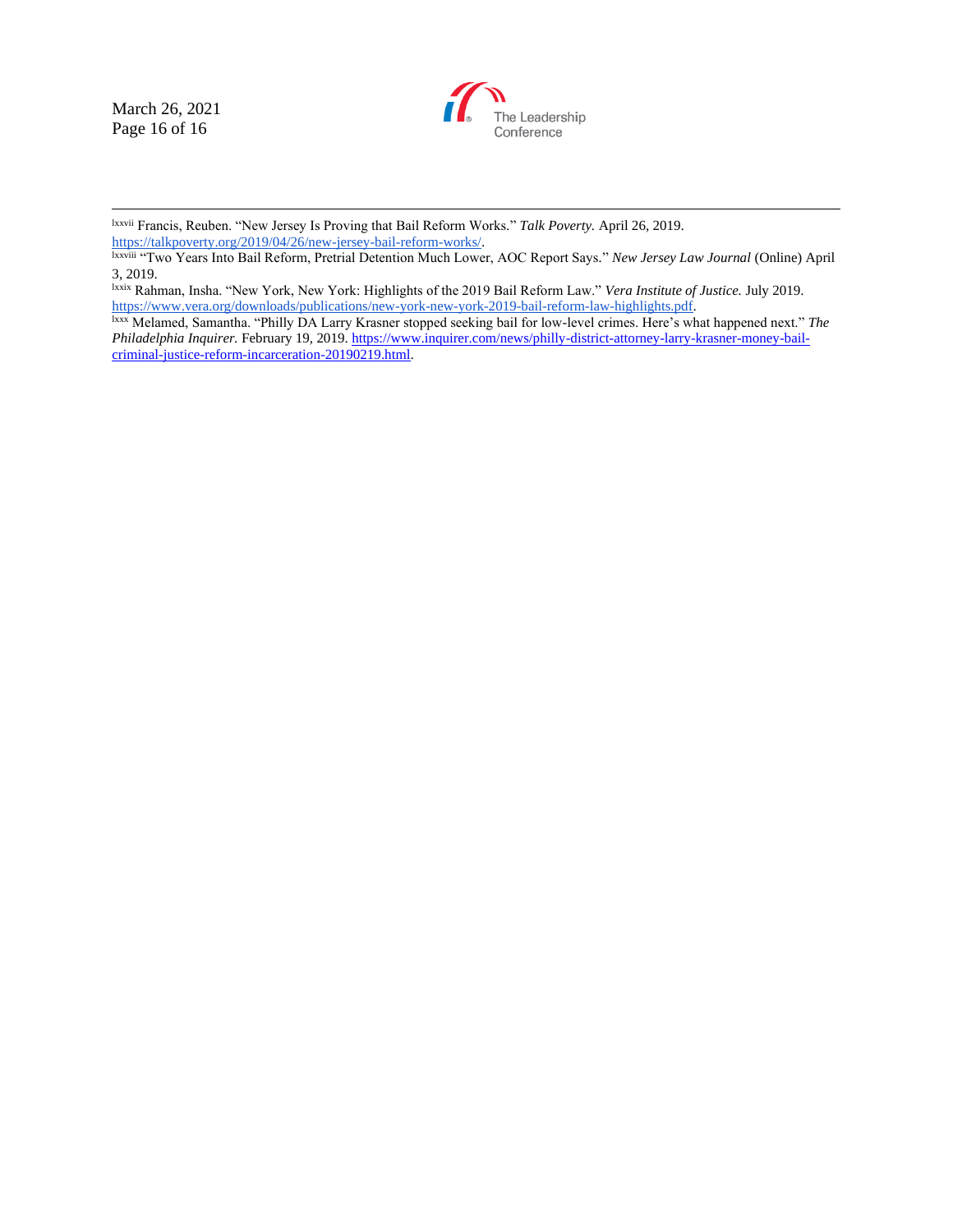[lxxvii] Francis, Reuben. "New Jersey Is Proving that Bail Reform Works." *Talk Poverty.* April 26, 2019. https://talkpoverty.org/2019/04/26/new-jersey-bail-reform-works/.

[lxxviii] "Two Years Into Bail Reform, Pretrial Detention Much Lower, AOC Report Says." *New Jersey Law Journal* (Online) April 3, 2019.

[lxxix] Rahman, Insha. "New York, New York: Highlights of the 2019 Bail Reform Law." *Vera Institute of Justice.* July 2019. https://www.vera.org/downloads/publications/new-york-new-york-2019-bail-reform-law-highlights.pdf.

[lxxx] Melamed, Samantha. "Philly DA Larry Krasner stopped seeking bail for low-level crimes. Here's what happened next." *The Philadelphia Inquirer.* February 19, 2019. https://www.inquirer.com/news/philly-district-attorney-larry-krasner-money-bail-criminal-justice-reform-incarceration-20190219.html.